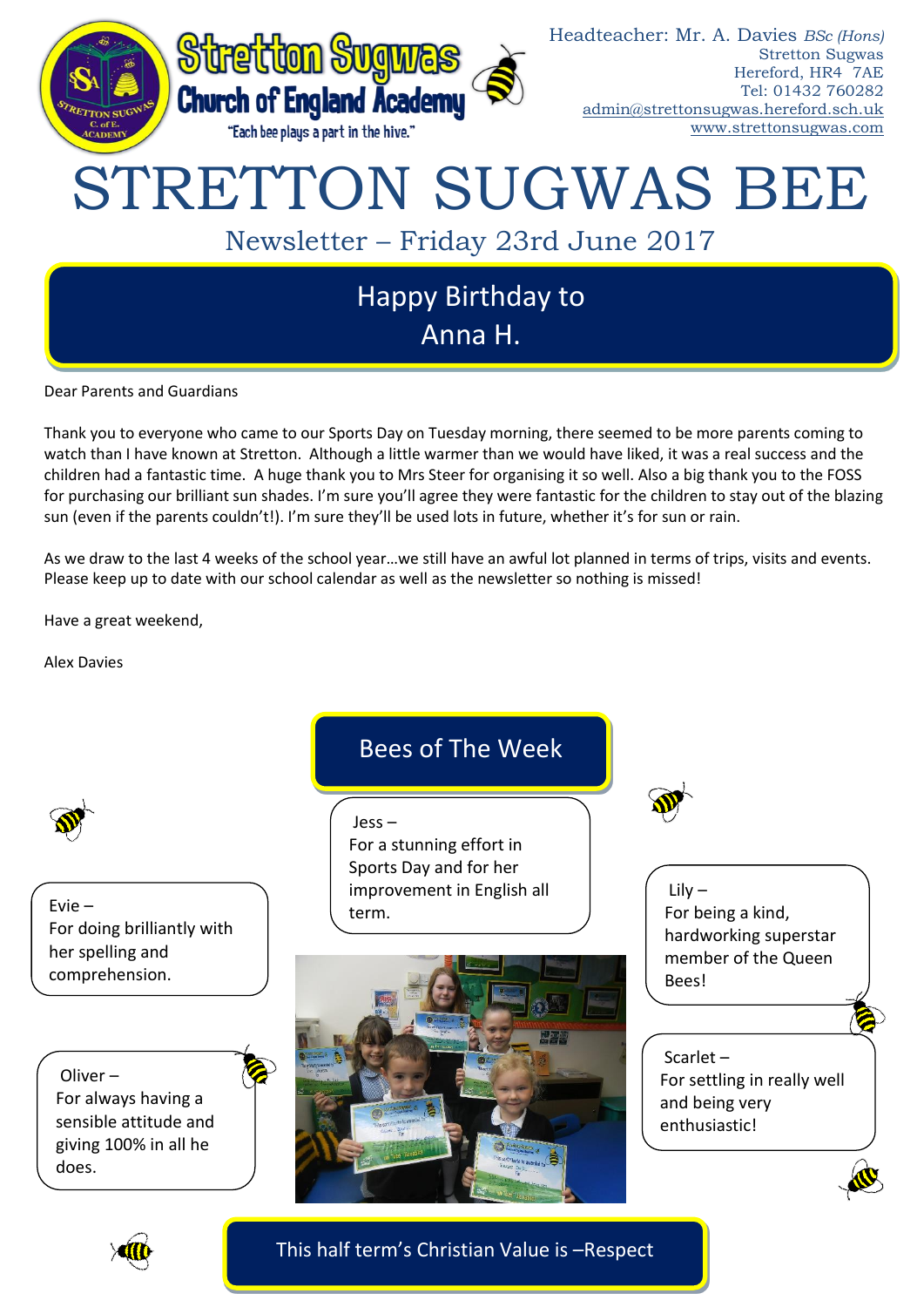Stretton Sugwas Church of England Academy

"Each bee plays a part in the hive."

Headteacher: Mr. A. Davies *BSc (Hons)*
Stretton Sugwas
Hereford, HR4 7AE
Tel: 01432 760282
admin@strettonsugwas.hereford.sch.uk
www.strettonsugwas.com

# STRETTON SUGWAS BEE

## Newsletter – Friday 23rd June 2017

### Happy Birthday to Anna H.

Dear Parents and Guardians

Thank you to everyone who came to our Sports Day on Tuesday morning, there seemed to be more parents coming to watch than I have known at Stretton. Although a little warmer than we would have liked, it was a real success and the children had a fantastic time. A huge thank you to Mrs Steer for organising it so well. Also a big thank you to the FOSS for purchasing our brilliant sun shades. I'm sure you'll agree they were fantastic for the children to stay out of the blazing sun (even if the parents couldn't!). I'm sure they'll be used lots in future, whether it's for sun or rain.

As we draw to the last 4 weeks of the school year…we still have an awful lot planned in terms of trips, visits and events. Please keep up to date with our school calendar as well as the newsletter so nothing is missed!

Have a great weekend,

Alex Davies

### Bees of The Week

Jess – For a stunning effort in Sports Day and for her improvement in English all term.

Evie – For doing brilliantly with her spelling and comprehension.

Lily – For being a kind, hardworking superstar member of the Queen Bees!

Oliver – For always having a sensible attitude and giving 100% in all he does.

Scarlet – For settling in really well and being very enthusiastic!

### This half term's Christian Value is –Respect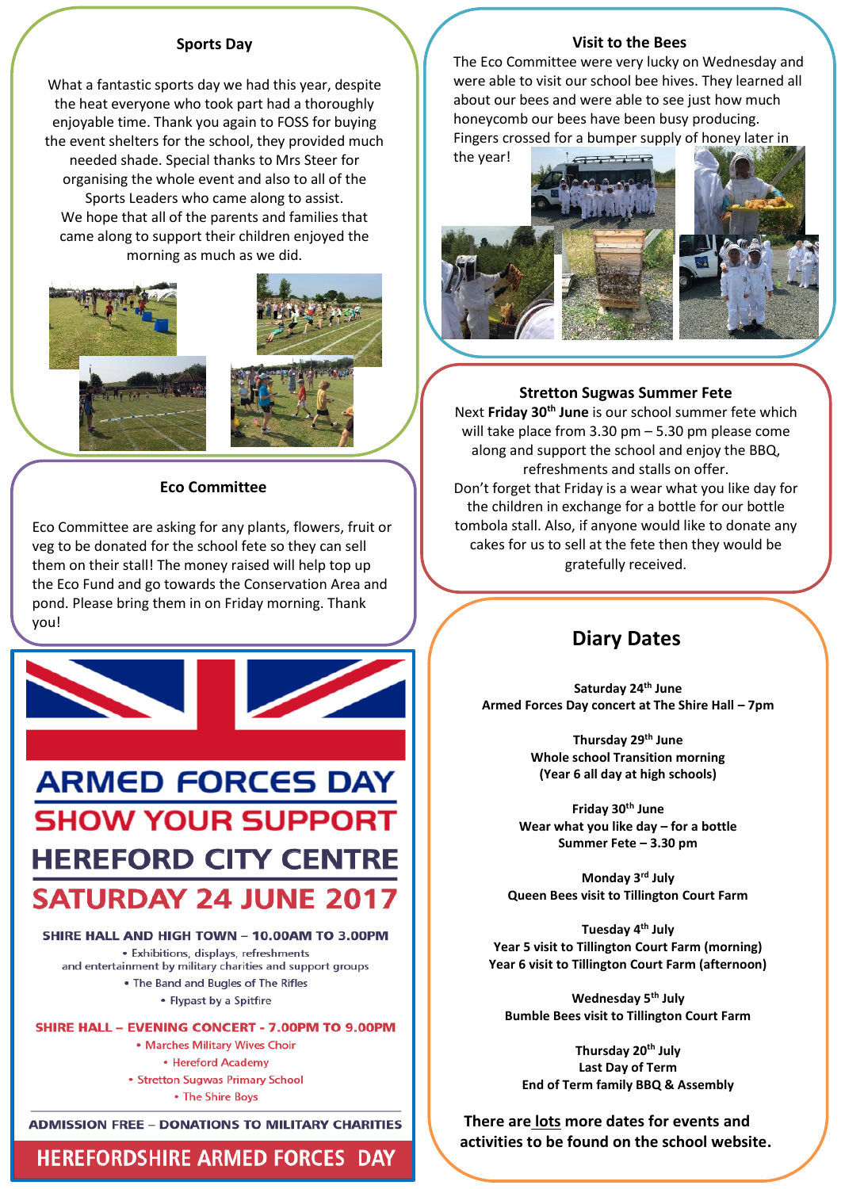## Sports Day

What a fantastic sports day we had this year, despite the heat everyone who took part had a thoroughly enjoyable time. Thank you again to FOSS for buying the event shelters for the school, they provided much needed shade. Special thanks to Mrs Steer for organising the whole event and also to all of the Sports Leaders who came along to assist.
We hope that all of the parents and families that came along to support their children enjoyed the morning as much as we did.

## Eco Committee

Eco Committee are asking for any plants, flowers, fruit or veg to be donated for the school fete so they can sell them on their stall! The money raised will help top up the Eco Fund and go towards the Conservation Area and pond. Please bring them in on Friday morning. Thank you!

# ARMED FORCES DAY
## SHOW YOUR SUPPORT
## HEREFORD CITY CENTRE
## SATURDAY 24 JUNE 2017

**SHIRE HALL AND HIGH TOWN – 10.00AM TO 3.00PM**

- Exhibitions, displays, refreshments and entertainment by military charities and support groups
- The Band and Bugles of The Rifles
- Flypast by a Spitfire

**SHIRE HALL – EVENING CONCERT - 7.00PM TO 9.00PM**

- Marches Military Wives Choir
- Hereford Academy
- Stretton Sugwas Primary School
- The Shire Boys

**ADMISSION FREE – DONATIONS TO MILITARY CHARITIES**

**HEREFORDSHIRE ARMED FORCES DAY**

## Visit to the Bees

The Eco Committee were very lucky on Wednesday and were able to visit our school bee hives. They learned all about our bees and were able to see just how much honeycomb our bees have been busy producing. Fingers crossed for a bumper supply of honey later in the year!

## Stretton Sugwas Summer Fete

Next **Friday 30th June** is our school summer fete which will take place from 3.30 pm – 5.30 pm please come along and support the school and enjoy the BBQ, refreshments and stalls on offer.
Don't forget that Friday is a wear what you like day for the children in exchange for a bottle for our bottle tombola stall. Also, if anyone would like to donate any cakes for us to sell at the fete then they would be gratefully received.

## Diary Dates

**Saturday 24th June**
**Armed Forces Day concert at The Shire Hall – 7pm**

**Thursday 29th June**
**Whole school Transition morning**
**(Year 6 all day at high schools)**

**Friday 30th June**
**Wear what you like day – for a bottle**
**Summer Fete – 3.30 pm**

**Monday 3rd July**
**Queen Bees visit to Tillington Court Farm**

**Tuesday 4th July**
**Year 5 visit to Tillington Court Farm (morning)**
**Year 6 visit to Tillington Court Farm (afternoon)**

**Wednesday 5th July**
**Bumble Bees visit to Tillington Court Farm**

**Thursday 20th July**
**Last Day of Term**
**End of Term family BBQ & Assembly**

**There are lots more dates for events and activities to be found on the school website.**